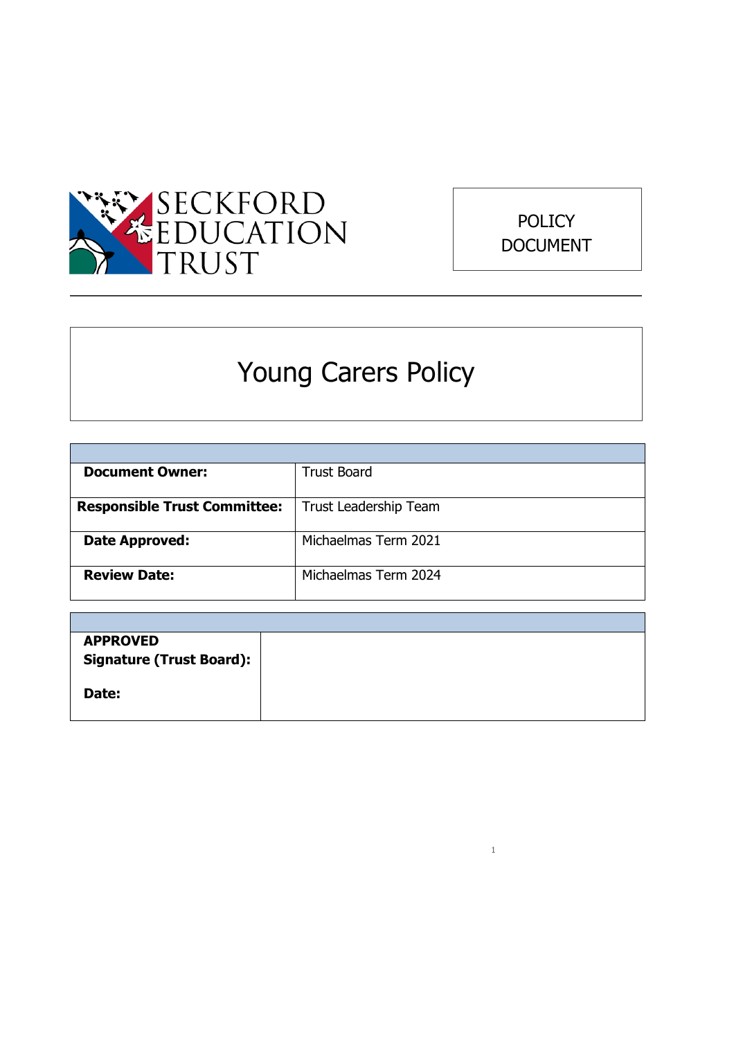SECKFORD EDUCATION TRUST

POLICY DOCUMENT

# Young Carers Policy

| | |
|---|---|
| **Document Owner:** | Trust Board |
| **Responsible Trust Committee:** | Trust Leadership Team |
| **Date Approved:** | Michaelmas Term 2021 |
| **Review Date:** | Michaelmas Term 2024 |

| | |
|---|---|
| **APPROVED Signature (Trust Board):** <br><br> **Date:** | |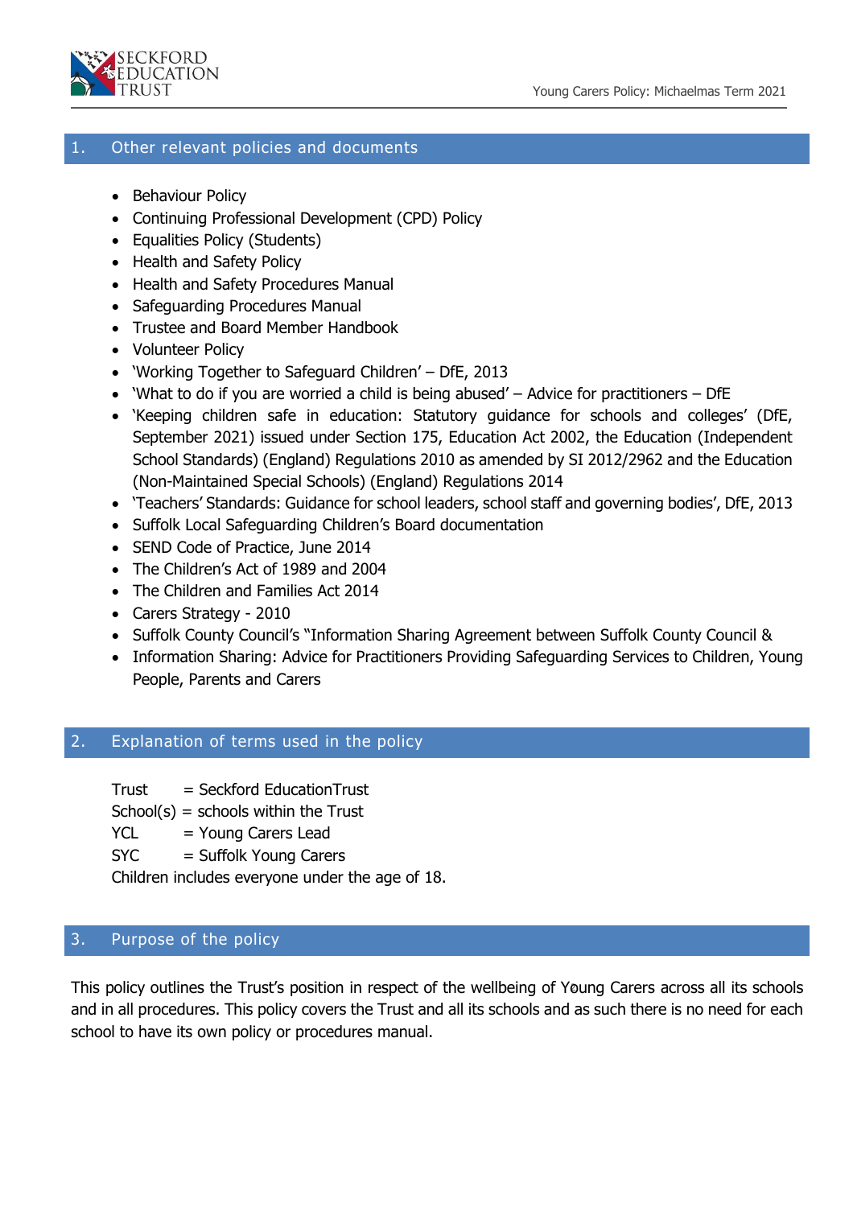## 1. Other relevant policies and documents

- Behaviour Policy
- Continuing Professional Development (CPD) Policy
- Equalities Policy (Students)
- Health and Safety Policy
- Health and Safety Procedures Manual
- Safeguarding Procedures Manual
- Trustee and Board Member Handbook
- Volunteer Policy
- 'Working Together to Safeguard Children' – DfE, 2013
- 'What to do if you are worried a child is being abused' – Advice for practitioners – DfE
- 'Keeping children safe in education: Statutory guidance for schools and colleges' (DfE, September 2021) issued under Section 175, Education Act 2002, the Education (Independent School Standards) (England) Regulations 2010 as amended by SI 2012/2962 and the Education (Non-Maintained Special Schools) (England) Regulations 2014
- 'Teachers' Standards: Guidance for school leaders, school staff and governing bodies', DfE, 2013
- Suffolk Local Safeguarding Children's Board documentation
- SEND Code of Practice, June 2014
- The Children's Act of 1989 and 2004
- The Children and Families Act 2014
- Carers Strategy - 2010
- Suffolk County Council's "Information Sharing Agreement between Suffolk County Council &
- Information Sharing: Advice for Practitioners Providing Safeguarding Services to Children, Young People, Parents and Carers

## 2. Explanation of terms used in the policy

Trust = Seckford EducationTrust
School(s) = schools within the Trust
YCL = Young Carers Lead
SYC = Suffolk Young Carers
Children includes everyone under the age of 18.

## 3. Purpose of the policy

This policy outlines the Trust's position in respect of the wellbeing of Young Carers across all its schools and in all procedures. This policy covers the Trust and all its schools and as such there is no need for each school to have its own policy or procedures manual.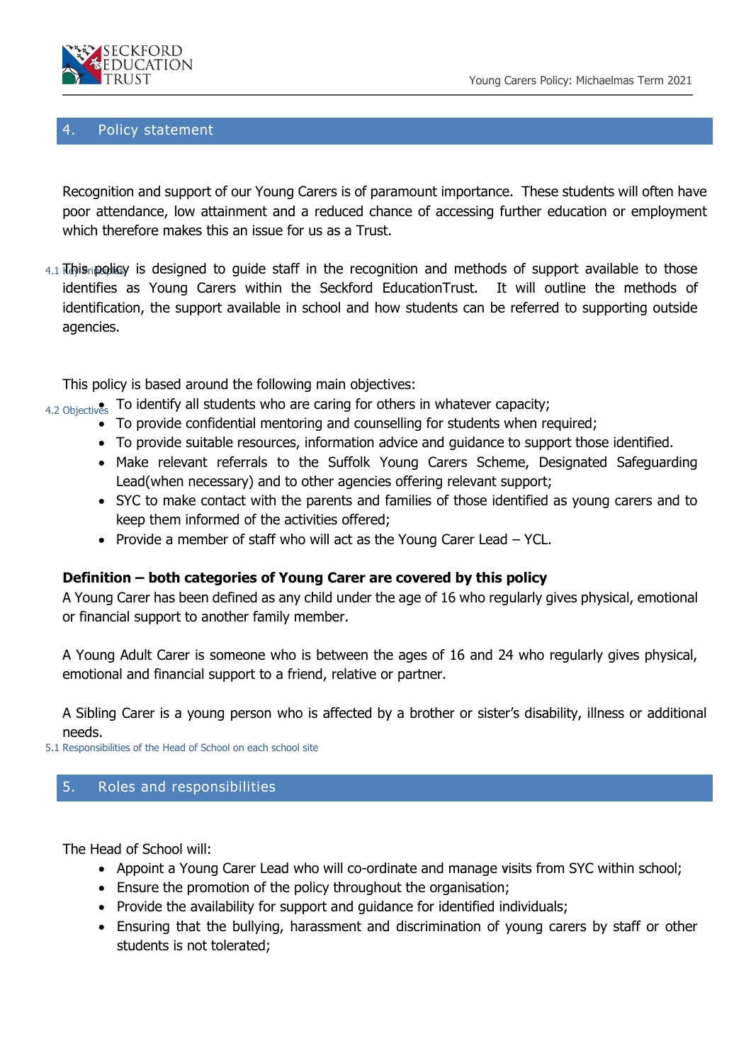## 4. Policy statement

Recognition and support of our Young Carers is of paramount importance. These students will often have poor attendance, low attainment and a reduced chance of accessing further education or employment which therefore makes this an issue for us as a Trust.

This policy is designed to guide staff in the recognition and methods of support available to those identifies as Young Carers within the Seckford EducationTrust. It will outline the methods of identification, the support available in school and how students can be referred to supporting outside agencies.

This policy is based around the following main objectives:

- To identify all students who are caring for others in whatever capacity;
- To provide confidential mentoring and counselling for students when required;
- To provide suitable resources, information advice and guidance to support those identified.
- Make relevant referrals to the Suffolk Young Carers Scheme, Designated Safeguarding Lead(when necessary) and to other agencies offering relevant support;
- SYC to make contact with the parents and families of those identified as young carers and to keep them informed of the activities offered;
- Provide a member of staff who will act as the Young Carer Lead – YCL.

**Definition – both categories of Young Carer are covered by this policy**

A Young Carer has been defined as any child under the age of 16 who regularly gives physical, emotional or financial support to another family member.

A Young Adult Carer is someone who is between the ages of 16 and 24 who regularly gives physical, emotional and financial support to a friend, relative or partner.

A Sibling Carer is a young person who is affected by a brother or sister's disability, illness or additional needs.

## 5. Roles and responsibilities

The Head of School will:

- Appoint a Young Carer Lead who will co-ordinate and manage visits from SYC within school;
- Ensure the promotion of the policy throughout the organisation;
- Provide the availability for support and guidance for identified individuals;
- Ensuring that the bullying, harassment and discrimination of young carers by staff or other students is not tolerated;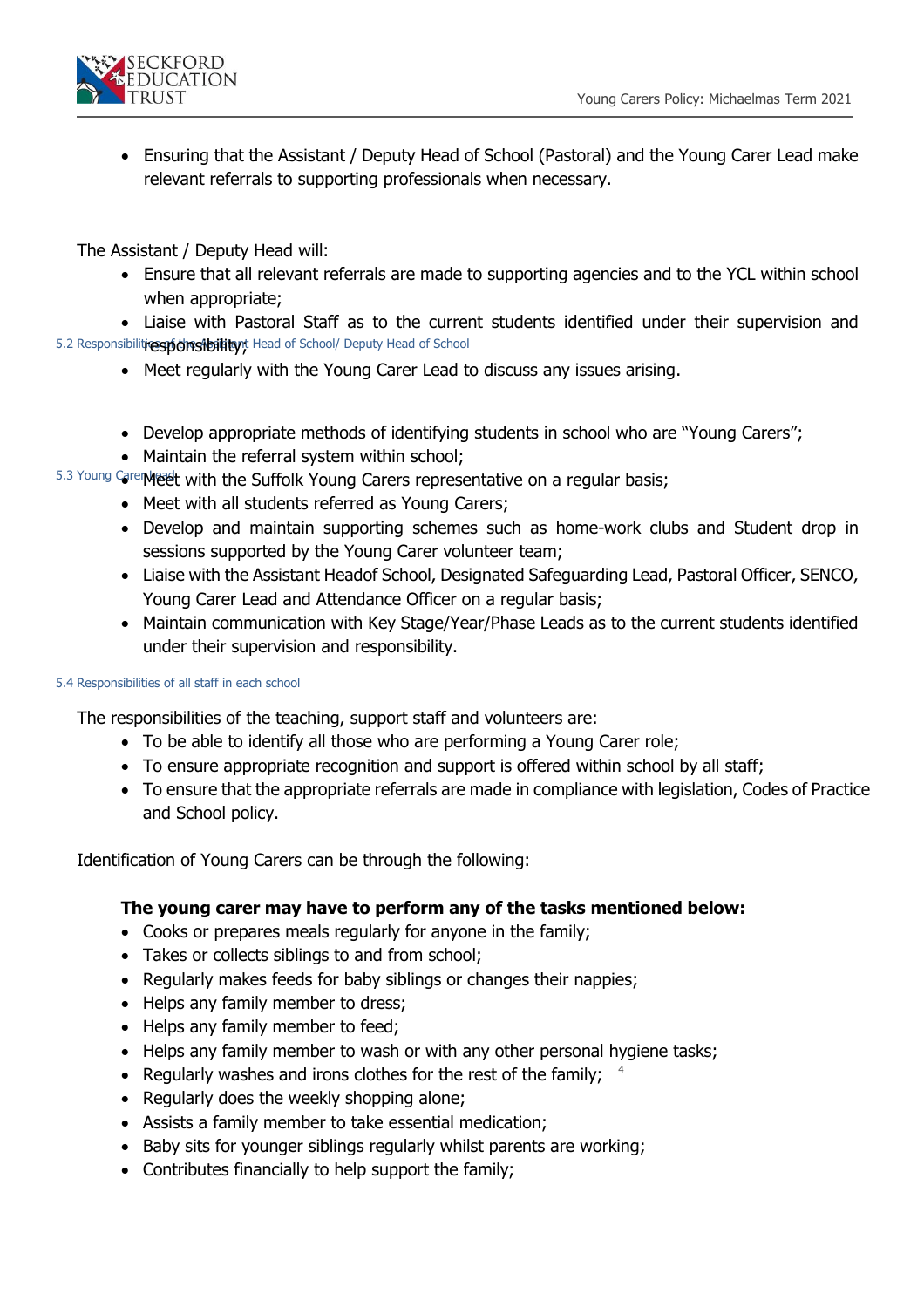- Ensuring that the Assistant / Deputy Head of School (Pastoral) and the Young Carer Lead make relevant referrals to supporting professionals when necessary.

##### 5.2 Responsibilities of the Assistant Head of School/ Deputy Head of School

The Assistant / Deputy Head will:

- Ensure that all relevant referrals are made to supporting agencies and to the YCL within school when appropriate;
- Liaise with Pastoral Staff as to the current students identified under their supervision and responsibility;
- Meet regularly with the Young Carer Lead to discuss any issues arising.

##### 5.3 Young Carer Lead

- Develop appropriate methods of identifying students in school who are "Young Carers";
- Maintain the referral system within school;
- Meet with the Suffolk Young Carers representative on a regular basis;
- Meet with all students referred as Young Carers;
- Develop and maintain supporting schemes such as home-work clubs and Student drop in sessions supported by the Young Carer volunteer team;
- Liaise with the Assistant Headof School, Designated Safeguarding Lead, Pastoral Officer, SENCO, Young Carer Lead and Attendance Officer on a regular basis;
- Maintain communication with Key Stage/Year/Phase Leads as to the current students identified under their supervision and responsibility.

##### 5.4 Responsibilities of all staff in each school

The responsibilities of the teaching, support staff and volunteers are:

- To be able to identify all those who are performing a Young Carer role;
- To ensure appropriate recognition and support is offered within school by all staff;
- To ensure that the appropriate referrals are made in compliance with legislation, Codes of Practice and School policy.

Identification of Young Carers can be through the following:

**The young carer may have to perform any of the tasks mentioned below:**

- Cooks or prepares meals regularly for anyone in the family;
- Takes or collects siblings to and from school;
- Regularly makes feeds for baby siblings or changes their nappies;
- Helps any family member to dress;
- Helps any family member to feed;
- Helps any family member to wash or with any other personal hygiene tasks;
- Regularly washes and irons clothes for the rest of the family;
- Regularly does the weekly shopping alone;
- Assists a family member to take essential medication;
- Baby sits for younger siblings regularly whilst parents are working;
- Contributes financially to help support the family;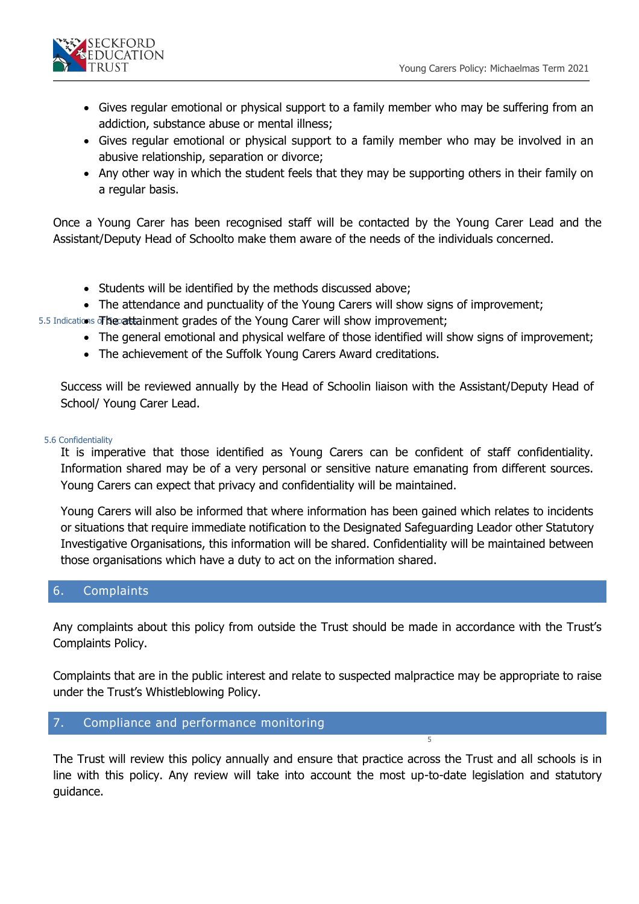- Gives regular emotional or physical support to a family member who may be suffering from an addiction, substance abuse or mental illness;
- Gives regular emotional or physical support to a family member who may be involved in an abusive relationship, separation or divorce;
- Any other way in which the student feels that they may be supporting others in their family on a regular basis.

Once a Young Carer has been recognised staff will be contacted by the Young Carer Lead and the Assistant/Deputy Head of Schoolto make them aware of the needs of the individuals concerned.

### 5.5 Indications of Success

- Students will be identified by the methods discussed above;
- The attendance and punctuality of the Young Carers will show signs of improvement;
- The attainment grades of the Young Carer will show improvement;
- The general emotional and physical welfare of those identified will show signs of improvement;
- The achievement of the Suffolk Young Carers Award creditations.

Success will be reviewed annually by the Head of Schoolin liaison with the Assistant/Deputy Head of School/ Young Carer Lead.

### 5.6 Confidentiality

It is imperative that those identified as Young Carers can be confident of staff confidentiality. Information shared may be of a very personal or sensitive nature emanating from different sources. Young Carers can expect that privacy and confidentiality will be maintained.

Young Carers will also be informed that where information has been gained which relates to incidents or situations that require immediate notification to the Designated Safeguarding Leador other Statutory Investigative Organisations, this information will be shared. Confidentiality will be maintained between those organisations which have a duty to act on the information shared.

## 6. Complaints

Any complaints about this policy from outside the Trust should be made in accordance with the Trust's Complaints Policy.

Complaints that are in the public interest and relate to suspected malpractice may be appropriate to raise under the Trust's Whistleblowing Policy.

## 7. Compliance and performance monitoring

The Trust will review this policy annually and ensure that practice across the Trust and all schools is in line with this policy. Any review will take into account the most up-to-date legislation and statutory guidance.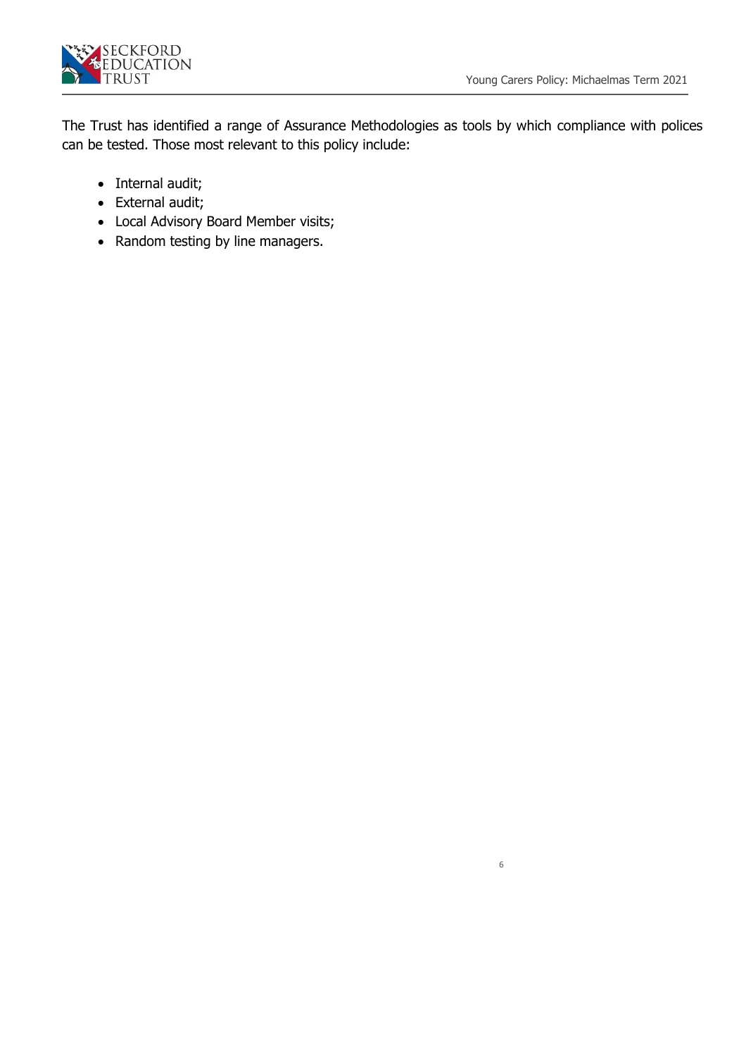The Trust has identified a range of Assurance Methodologies as tools by which compliance with polices can be tested. Those most relevant to this policy include:

- Internal audit;
- External audit;
- Local Advisory Board Member visits;
- Random testing by line managers.